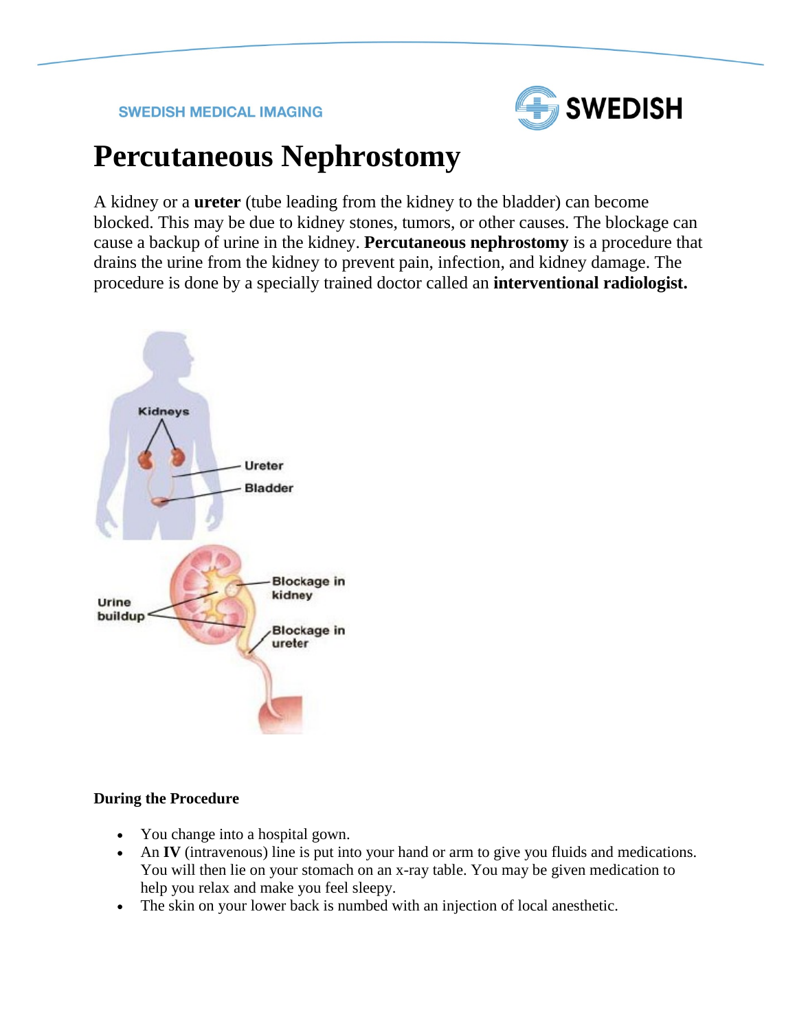SWEDISH MEDICAL IMAGING

# Percutaneous Nephrostomy

A kidney or a **ureter** (tube leading from the kidney to the bladder) can become blocked. This may be due to kidney stones, tumors, or other causes. The blockage can cause a backup of urine in the kidney. **Percutaneous nephrostomy** is a procedure that drains the urine from the kidney to prevent pain, infection, and kidney damage. The procedure is done by a specially trained doctor called an **interventional radiologist.**

Kidneys

Ureter

Bladder

Urine buildup

Blockage in kidney

Blockage in ureter

**During the Procedure**

- You change into a hospital gown.
- An **IV** (intravenous) line is put into your hand or arm to give you fluids and medications. You will then lie on your stomach on an x-ray table. You may be given medication to help you relax and make you feel sleepy.
- The skin on your lower back is numbed with an injection of local anesthetic.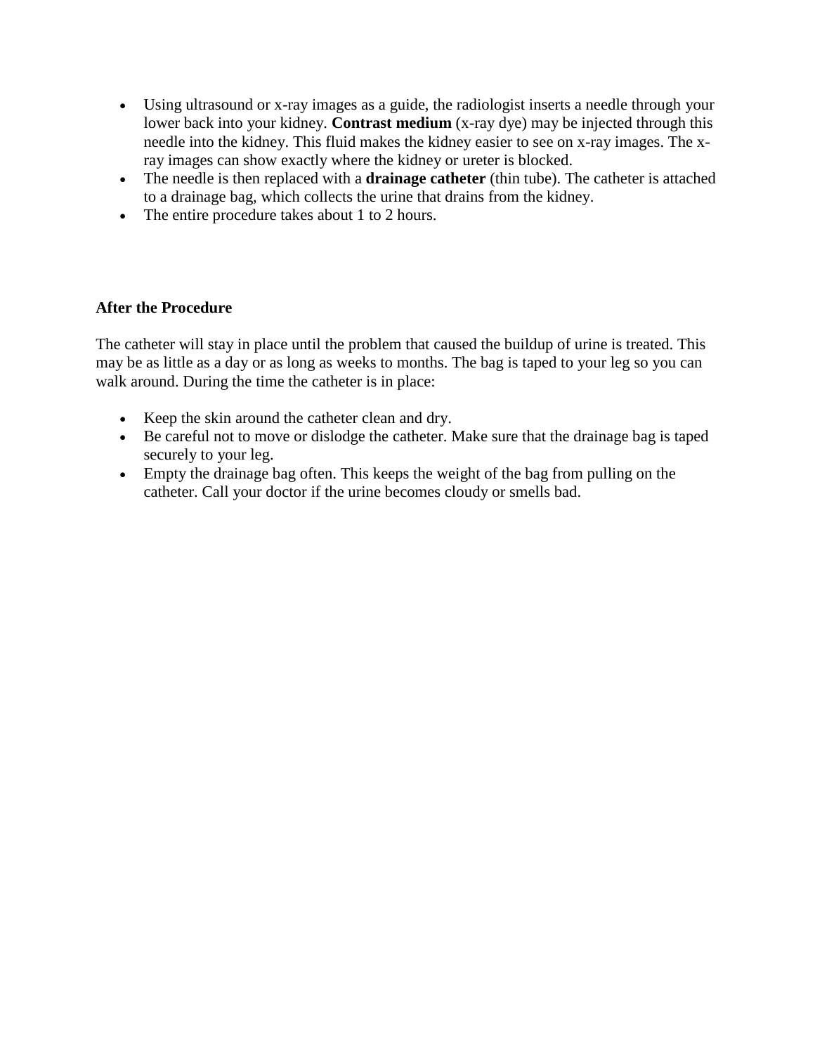- Using ultrasound or x-ray images as a guide, the radiologist inserts a needle through your lower back into your kidney. **Contrast medium** (x-ray dye) may be injected through this needle into the kidney. This fluid makes the kidney easier to see on x-ray images. The x-ray images can show exactly where the kidney or ureter is blocked.
- The needle is then replaced with a **drainage catheter** (thin tube). The catheter is attached to a drainage bag, which collects the urine that drains from the kidney.
- The entire procedure takes about 1 to 2 hours.

**After the Procedure**

The catheter will stay in place until the problem that caused the buildup of urine is treated. This may be as little as a day or as long as weeks to months. The bag is taped to your leg so you can walk around. During the time the catheter is in place:

- Keep the skin around the catheter clean and dry.
- Be careful not to move or dislodge the catheter. Make sure that the drainage bag is taped securely to your leg.
- Empty the drainage bag often. This keeps the weight of the bag from pulling on the catheter. Call your doctor if the urine becomes cloudy or smells bad.